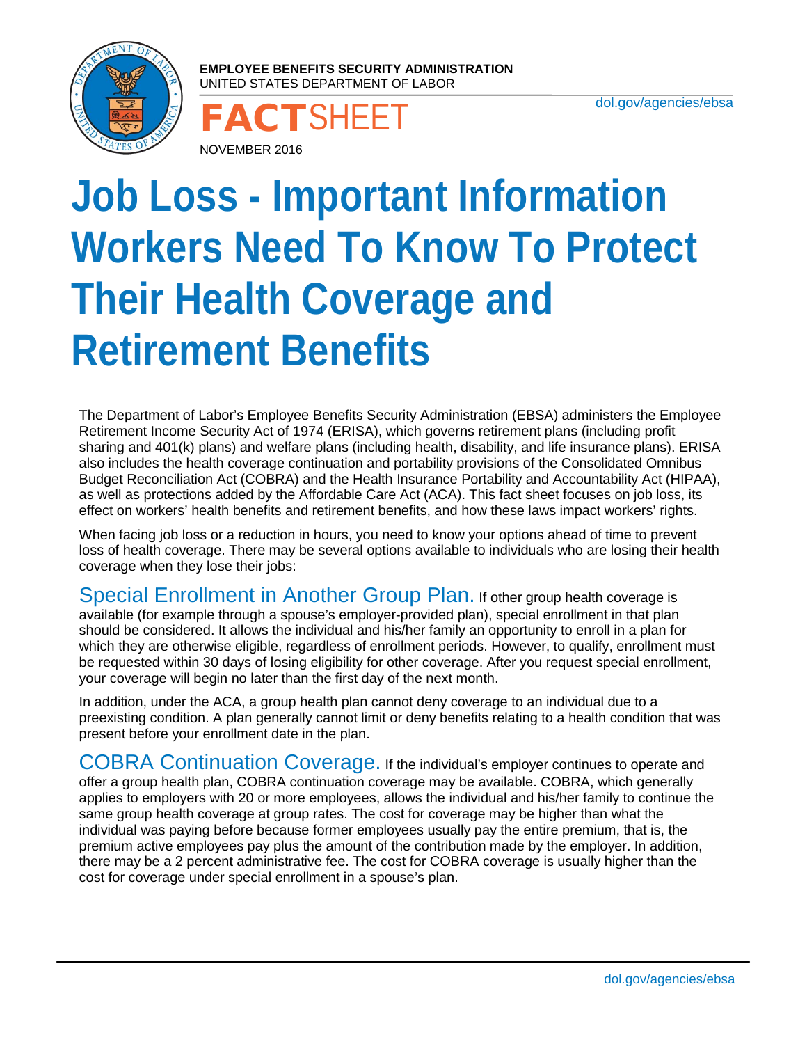**EMPLOYEE BENEFITS SECURITY ADMINISTRATION**
UNITED STATES DEPARTMENT OF LABOR

dol.gov/agencies/ebsa

**FACT**SHEET

NOVEMBER 2016

# Job Loss - Important Information Workers Need To Know To Protect Their Health Coverage and Retirement Benefits

The Department of Labor's Employee Benefits Security Administration (EBSA) administers the Employee Retirement Income Security Act of 1974 (ERISA), which governs retirement plans (including profit sharing and 401(k) plans) and welfare plans (including health, disability, and life insurance plans). ERISA also includes the health coverage continuation and portability provisions of the Consolidated Omnibus Budget Reconciliation Act (COBRA) and the Health Insurance Portability and Accountability Act (HIPAA), as well as protections added by the Affordable Care Act (ACA). This fact sheet focuses on job loss, its effect on workers' health benefits and retirement benefits, and how these laws impact workers' rights.

When facing job loss or a reduction in hours, you need to know your options ahead of time to prevent loss of health coverage. There may be several options available to individuals who are losing their health coverage when they lose their jobs:

## Special Enrollment in Another Group Plan.

If other group health coverage is available (for example through a spouse's employer-provided plan), special enrollment in that plan should be considered. It allows the individual and his/her family an opportunity to enroll in a plan for which they are otherwise eligible, regardless of enrollment periods. However, to qualify, enrollment must be requested within 30 days of losing eligibility for other coverage. After you request special enrollment, your coverage will begin no later than the first day of the next month.

In addition, under the ACA, a group health plan cannot deny coverage to an individual due to a preexisting condition. A plan generally cannot limit or deny benefits relating to a health condition that was present before your enrollment date in the plan.

## COBRA Continuation Coverage.

If the individual's employer continues to operate and offer a group health plan, COBRA continuation coverage may be available. COBRA, which generally applies to employers with 20 or more employees, allows the individual and his/her family to continue the same group health coverage at group rates. The cost for coverage may be higher than what the individual was paying before because former employees usually pay the entire premium, that is, the premium active employees pay plus the amount of the contribution made by the employer. In addition, there may be a 2 percent administrative fee. The cost for COBRA coverage is usually higher than the cost for coverage under special enrollment in a spouse's plan.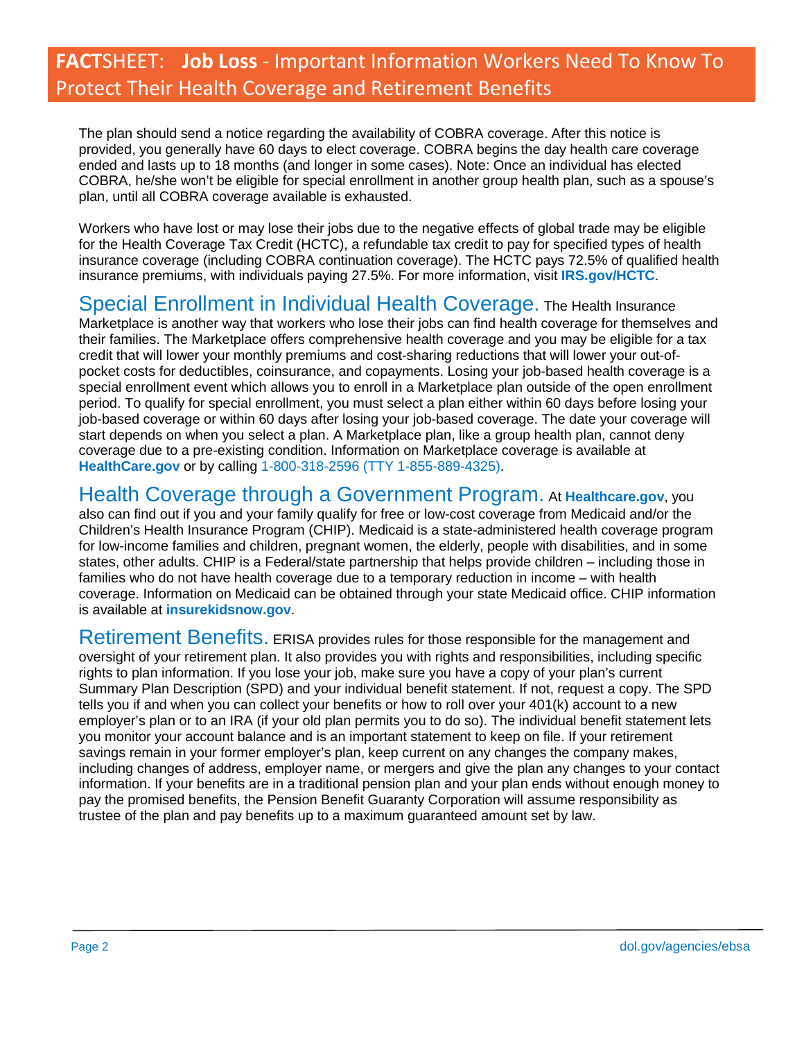# **FACT**SHEET: **Job Loss** - Important Information Workers Need To Know To Protect Their Health Coverage and Retirement Benefits

The plan should send a notice regarding the availability of COBRA coverage. After this notice is provided, you generally have 60 days to elect coverage. COBRA begins the day health care coverage ended and lasts up to 18 months (and longer in some cases). Note: Once an individual has elected COBRA, he/she won't be eligible for special enrollment in another group health plan, such as a spouse's plan, until all COBRA coverage available is exhausted.

Workers who have lost or may lose their jobs due to the negative effects of global trade may be eligible for the Health Coverage Tax Credit (HCTC), a refundable tax credit to pay for specified types of health insurance coverage (including COBRA continuation coverage). The HCTC pays 72.5% of qualified health insurance premiums, with individuals paying 27.5%. For more information, visit **IRS.gov/HCTC**.

## Special Enrollment in Individual Health Coverage.

The Health Insurance Marketplace is another way that workers who lose their jobs can find health coverage for themselves and their families. The Marketplace offers comprehensive health coverage and you may be eligible for a tax credit that will lower your monthly premiums and cost-sharing reductions that will lower your out-of-pocket costs for deductibles, coinsurance, and copayments. Losing your job-based health coverage is a special enrollment event which allows you to enroll in a Marketplace plan outside of the open enrollment period. To qualify for special enrollment, you must select a plan either within 60 days before losing your job-based coverage or within 60 days after losing your job-based coverage. The date your coverage will start depends on when you select a plan. A Marketplace plan, like a group health plan, cannot deny coverage due to a pre-existing condition. Information on Marketplace coverage is available at **HealthCare.gov** or by calling 1-800-318-2596 (TTY 1-855-889-4325).

## Health Coverage through a Government Program.

At **Healthcare.gov**, you also can find out if you and your family qualify for free or low-cost coverage from Medicaid and/or the Children's Health Insurance Program (CHIP). Medicaid is a state-administered health coverage program for low-income families and children, pregnant women, the elderly, people with disabilities, and in some states, other adults. CHIP is a Federal/state partnership that helps provide children – including those in families who do not have health coverage due to a temporary reduction in income – with health coverage. Information on Medicaid can be obtained through your state Medicaid office. CHIP information is available at **insurekidsnow.gov**.

## Retirement Benefits.

ERISA provides rules for those responsible for the management and oversight of your retirement plan. It also provides you with rights and responsibilities, including specific rights to plan information. If you lose your job, make sure you have a copy of your plan's current Summary Plan Description (SPD) and your individual benefit statement. If not, request a copy. The SPD tells you if and when you can collect your benefits or how to roll over your 401(k) account to a new employer's plan or to an IRA (if your old plan permits you to do so). The individual benefit statement lets you monitor your account balance and is an important statement to keep on file. If your retirement savings remain in your former employer's plan, keep current on any changes the company makes, including changes of address, employer name, or mergers and give the plan any changes to your contact information. If your benefits are in a traditional pension plan and your plan ends without enough money to pay the promised benefits, the Pension Benefit Guaranty Corporation will assume responsibility as trustee of the plan and pay benefits up to a maximum guaranteed amount set by law.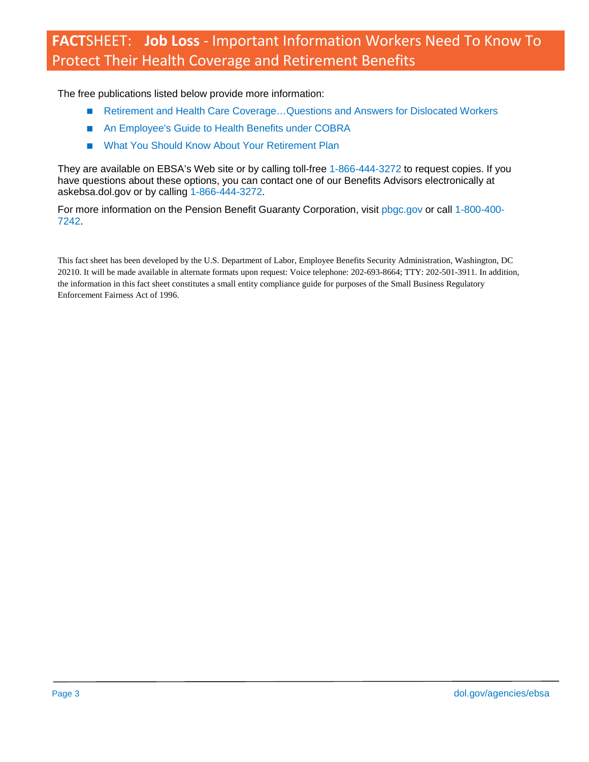The free publications listed below provide more information:

- Retirement and Health Care Coverage…Questions and Answers for Dislocated Workers
- An Employee's Guide to Health Benefits under COBRA
- What You Should Know About Your Retirement Plan

They are available on EBSA's Web site or by calling toll-free 1-866-444-3272 to request copies. If you have questions about these options, you can contact one of our Benefits Advisors electronically at askebsa.dol.gov or by calling 1-866-444-3272.

For more information on the Pension Benefit Guaranty Corporation, visit pbgc.gov or call 1-800-400-7242.

This fact sheet has been developed by the U.S. Department of Labor, Employee Benefits Security Administration, Washington, DC 20210. It will be made available in alternate formats upon request: Voice telephone: 202-693-8664; TTY: 202-501-3911. In addition, the information in this fact sheet constitutes a small entity compliance guide for purposes of the Small Business Regulatory Enforcement Fairness Act of 1996.